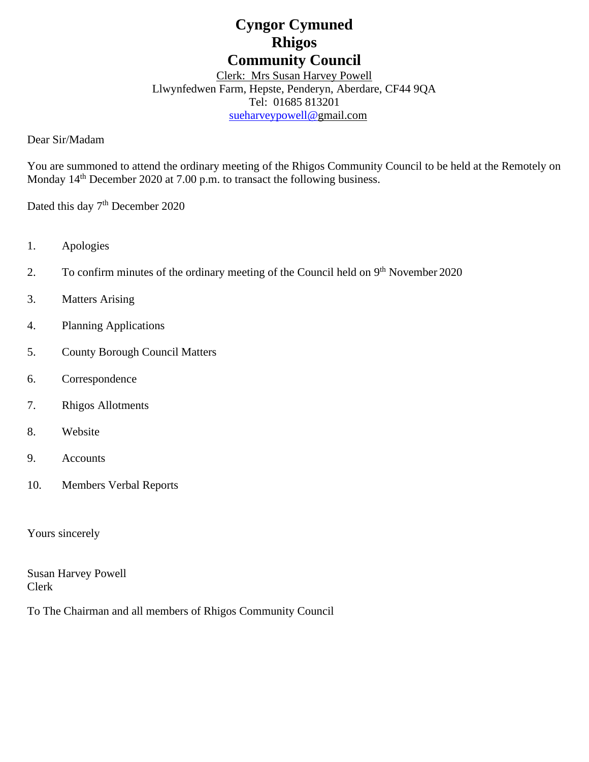# Cyngor Cymuned
# Rhigos
# Community Council

Clerk: Mrs Susan Harvey Powell
Llwynfedwen Farm, Hepste, Penderyn, Aberdare, CF44 9QA
Tel: 01685 813201
sueharveypowell@gmail.com

Dear Sir/Madam

You are summoned to attend the ordinary meeting of the Rhigos Community Council to be held at the Remotely on Monday 14th December 2020 at 7.00 p.m. to transact the following business.

Dated this day 7th December 2020

1. Apologies
2. To confirm minutes of the ordinary meeting of the Council held on 9th November 2020
3. Matters Arising
4. Planning Applications
5. County Borough Council Matters
6. Correspondence
7. Rhigos Allotments
8. Website
9. Accounts
10. Members Verbal Reports

Yours sincerely

Susan Harvey Powell
Clerk

To The Chairman and all members of Rhigos Community Council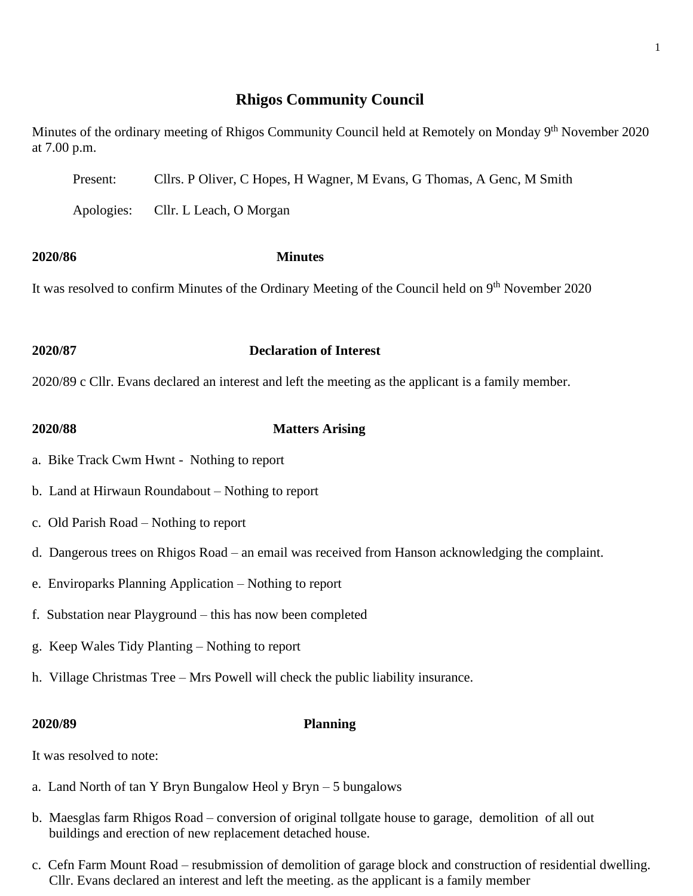# Rhigos Community Council

Minutes of the ordinary meeting of Rhigos Community Council held at Remotely on Monday 9th November 2020 at 7.00 p.m.

Present: Cllrs. P Oliver, C Hopes, H Wagner, M Evans, G Thomas, A Genc, M Smith

Apologies: Cllr. L Leach, O Morgan

**2020/86 Minutes**

It was resolved to confirm Minutes of the Ordinary Meeting of the Council held on 9th November 2020

**2020/87 Declaration of Interest**

2020/89 c Cllr. Evans declared an interest and left the meeting as the applicant is a family member.

**2020/88 Matters Arising**

a. Bike Track Cwm Hwnt - Nothing to report

b. Land at Hirwaun Roundabout – Nothing to report

c. Old Parish Road – Nothing to report

d. Dangerous trees on Rhigos Road – an email was received from Hanson acknowledging the complaint.

e. Enviroparks Planning Application – Nothing to report

f. Substation near Playground – this has now been completed

g. Keep Wales Tidy Planting – Nothing to report

h. Village Christmas Tree – Mrs Powell will check the public liability insurance.

**2020/89 Planning**

It was resolved to note:

a. Land North of tan Y Bryn Bungalow Heol y Bryn – 5 bungalows

b. Maesglas farm Rhigos Road – conversion of original tollgate house to garage, demolition of all out buildings and erection of new replacement detached house.

c. Cefn Farm Mount Road – resubmission of demolition of garage block and construction of residential dwelling. Cllr. Evans declared an interest and left the meeting. as the applicant is a family member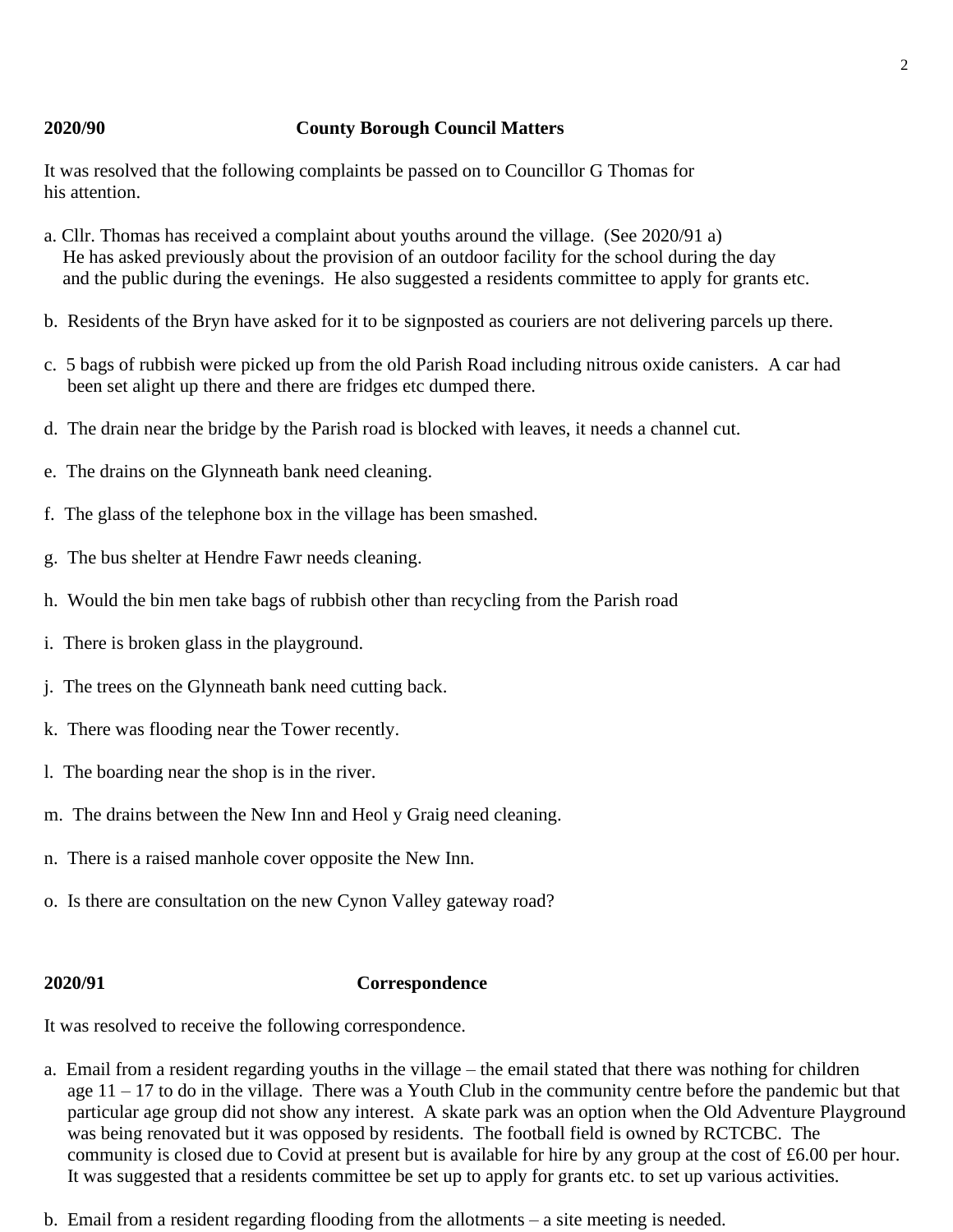**2020/90 County Borough Council Matters**

It was resolved that the following complaints be passed on to Councillor G Thomas for his attention.

a. Cllr. Thomas has received a complaint about youths around the village. (See 2020/91 a) He has asked previously about the provision of an outdoor facility for the school during the day and the public during the evenings. He also suggested a residents committee to apply for grants etc.

b. Residents of the Bryn have asked for it to be signposted as couriers are not delivering parcels up there.

c. 5 bags of rubbish were picked up from the old Parish Road including nitrous oxide canisters. A car had been set alight up there and there are fridges etc dumped there.

d. The drain near the bridge by the Parish road is blocked with leaves, it needs a channel cut.

e. The drains on the Glynneath bank need cleaning.

f. The glass of the telephone box in the village has been smashed.

g. The bus shelter at Hendre Fawr needs cleaning.

h. Would the bin men take bags of rubbish other than recycling from the Parish road

i. There is broken glass in the playground.

j. The trees on the Glynneath bank need cutting back.

k. There was flooding near the Tower recently.

l. The boarding near the shop is in the river.

m. The drains between the New Inn and Heol y Graig need cleaning.

n. There is a raised manhole cover opposite the New Inn.

o. Is there are consultation on the new Cynon Valley gateway road?

**2020/91 Correspondence**

It was resolved to receive the following correspondence.

a. Email from a resident regarding youths in the village – the email stated that there was nothing for children age 11 – 17 to do in the village. There was a Youth Club in the community centre before the pandemic but that particular age group did not show any interest. A skate park was an option when the Old Adventure Playground was being renovated but it was opposed by residents. The football field is owned by RCTCBC. The community is closed due to Covid at present but is available for hire by any group at the cost of £6.00 per hour. It was suggested that a residents committee be set up to apply for grants etc. to set up various activities.

b. Email from a resident regarding flooding from the allotments – a site meeting is needed.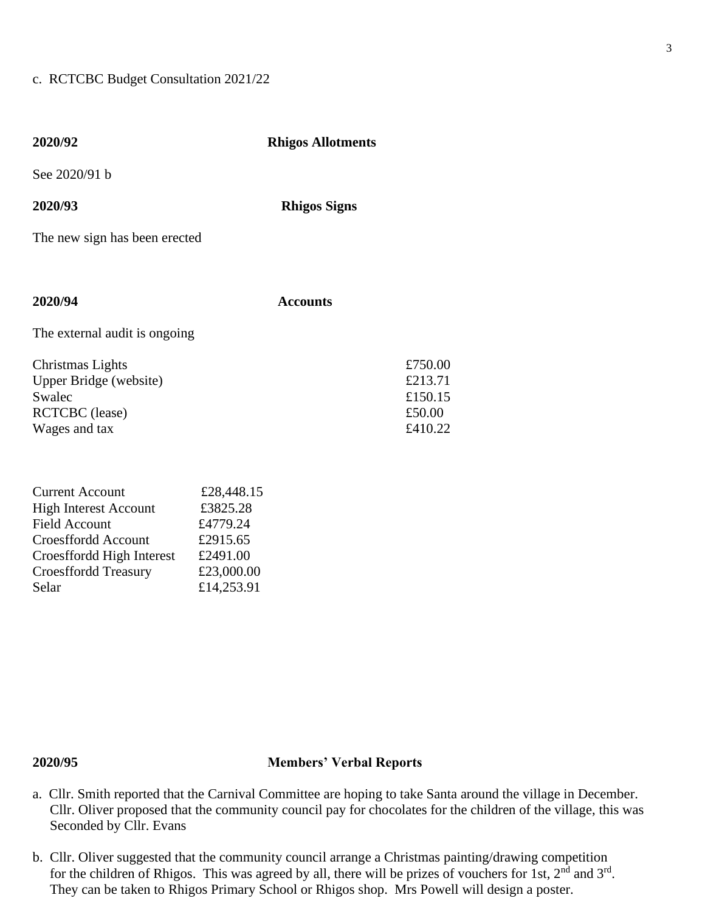c. RCTCBC Budget Consultation 2021/22

**2020/92** **Rhigos Allotments**

See 2020/91 b

**2020/93** **Rhigos Signs**

The new sign has been erected

**2020/94** **Accounts**

The external audit is ongoing

| | |
|---|---|
| Christmas Lights | £750.00 |
| Upper Bridge (website) | £213.71 |
| Swalec | £150.15 |
| RCTCBC (lease) | £50.00 |
| Wages and tax | £410.22 |

| | |
|---|---|
| Current Account | £28,448.15 |
| High Interest Account | £3825.28 |
| Field Account | £4779.24 |
| Croesffordd Account | £2915.65 |
| Croesffordd High Interest | £2491.00 |
| Croesffordd Treasury | £23,000.00 |
| Selar | £14,253.91 |

**2020/95** **Members' Verbal Reports**

a. Cllr. Smith reported that the Carnival Committee are hoping to take Santa around the village in December. Cllr. Oliver proposed that the community council pay for chocolates for the children of the village, this was Seconded by Cllr. Evans

b. Cllr. Oliver suggested that the community council arrange a Christmas painting/drawing competition for the children of Rhigos. This was agreed by all, there will be prizes of vouchers for 1st, 2nd and 3rd. They can be taken to Rhigos Primary School or Rhigos shop. Mrs Powell will design a poster.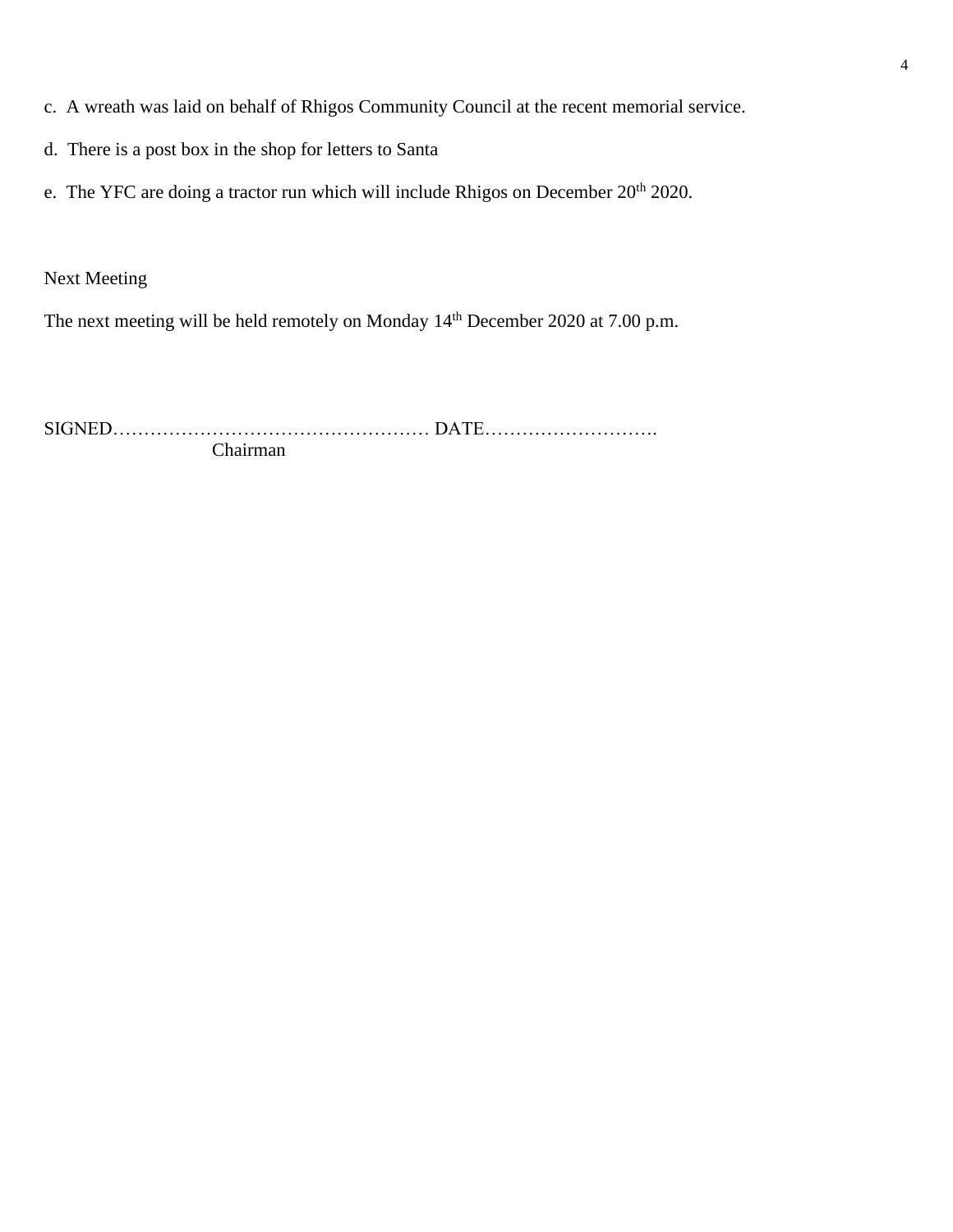c.  A wreath was laid on behalf of Rhigos Community Council at the recent memorial service.

d.  There is a post box in the shop for letters to Santa

e.  The YFC are doing a tractor run which will include Rhigos on December 20th 2020.

Next Meeting

The next meeting will be held remotely on Monday 14th December 2020 at 7.00 p.m.

SIGNED…………………………………………… DATE……………………….
Chairman